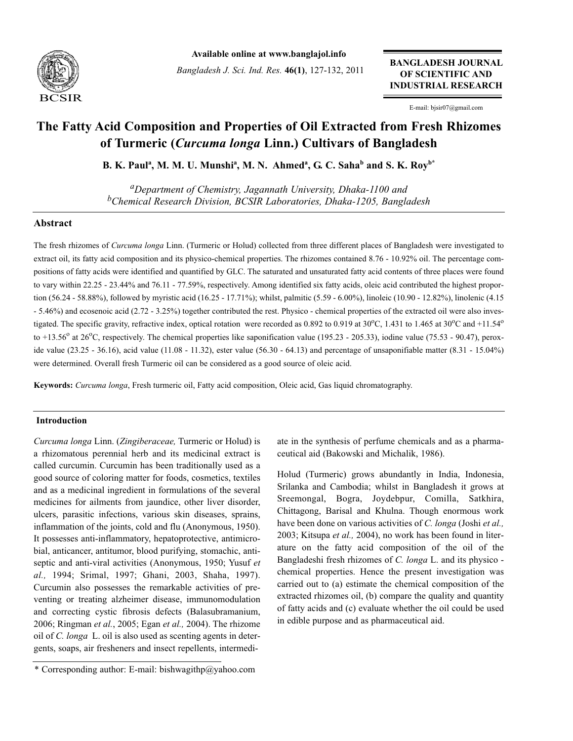# The Fatty Acid Composition and Properties of Oil Extracted from Fresh Rhizomes of Turmeric (*Curcuma longa* Linn.) Cultivars of Bangladesh

**B. K. Paul[a], M. M. U. Munshi[a], M. N. Ahmed[a], G. C. Saha[b] and S. K. Roy[b*]**

*[a]Department of Chemistry, Jagannath University, Dhaka-1100 and*
*[b]Chemical Research Division, BCSIR Laboratories, Dhaka-1205, Bangladesh*

## Abstract

The fresh rhizomes of *Curcuma longa* Linn. (Turmeric or Holud) collected from three different places of Bangladesh were investigated to extract oil, its fatty acid composition and its physico-chemical properties. The rhizomes contained 8.76 - 10.92% oil. The percentage compositions of fatty acids were identified and quantified by GLC. The saturated and unsaturated fatty acid contents of three places were found to vary within 22.25 - 23.44% and 76.11 - 77.59%, respectively. Among identified six fatty acids, oleic acid contributed the highest proportion (56.24 - 58.88%), followed by myristic acid (16.25 - 17.71%); whilst, palmitic (5.59 - 6.00%), linoleic (10.90 - 12.82%), linolenic (4.15 - 5.46%) and ecosenoic acid (2.72 - 3.25%) together contributed the rest. Physico - chemical properties of the extracted oil were also investigated. The specific gravity, refractive index, optical rotation were recorded as 0.892 to 0.919 at $30^{o}$C, 1.431 to 1.465 at $30^{o}$C and $+11.54^{o}$ to $+13.56^{o}$ at $26^{o}$C, respectively. The chemical properties like saponification value (195.23 - 205.33), iodine value (75.53 - 90.47), peroxide value (23.25 - 36.16), acid value (11.08 - 11.32), ester value (56.30 - 64.13) and percentage of unsaponifiable matter (8.31 - 15.04%) were determined. Overall fresh Turmeric oil can be considered as a good source of oleic acid.

**Keywords:** *Curcuma longa*, Fresh turmeric oil, Fatty acid composition, Oleic acid, Gas liquid chromatography.

## Introduction

*Curcuma longa* Linn. (*Zingiberaceae,* Turmeric or Holud) is a rhizomatous perennial herb and its medicinal extract is called curcumin. Curcumin has been traditionally used as a good source of coloring matter for foods, cosmetics, textiles and as a medicinal ingredient in formulations of the several medicines for ailments from jaundice, other liver disorder, ulcers, parasitic infections, various skin diseases, sprains, inflammation of the joints, cold and flu (Anonymous, 1950). It possesses anti-inflammatory, hepatoprotective, antimicrobial, anticancer, antitumor, blood purifying, stomachic, antiseptic and anti-viral activities (Anonymous, 1950; Yusuf *et al.,* 1994; Srimal, 1997; Ghani, 2003, Shaha, 1997). Curcumin also possesses the remarkable activities of preventing or treating alzheimer disease, immunomodulation and correcting cystic fibrosis defects (Balasubramanium, 2006; Ringman *et al.*, 2005; Egan *et al.,* 2004). The rhizome oil of *C. longa* L. oil is also used as scenting agents in detergents, soaps, air fresheners and insect repellents, intermediate in the synthesis of perfume chemicals and as a pharmaceutical aid (Bakowski and Michalik, 1986).

Holud (Turmeric) grows abundantly in India, Indonesia, Srilanka and Cambodia; whilst in Bangladesh it grows at Sreemongal, Bogra, Joydebpur, Comilla, Satkhira, Chittagong, Barisal and Khulna. Though enormous work have been done on various activities of *C. longa* (Joshi *et al.,* 2003; Kitsupa *et al.,* 2004), no work has been found in literature on the fatty acid composition of the oil of the Bangladeshi fresh rhizomes of *C. longa* L. and its physico - chemical properties. Hence the present investigation was carried out to (a) estimate the chemical composition of the extracted rhizomes oil, (b) compare the quality and quantity of fatty acids and (c) evaluate whether the oil could be used in edible purpose and as pharmaceutical aid.

\* Corresponding author: E-mail: bishwagithp@yahoo.com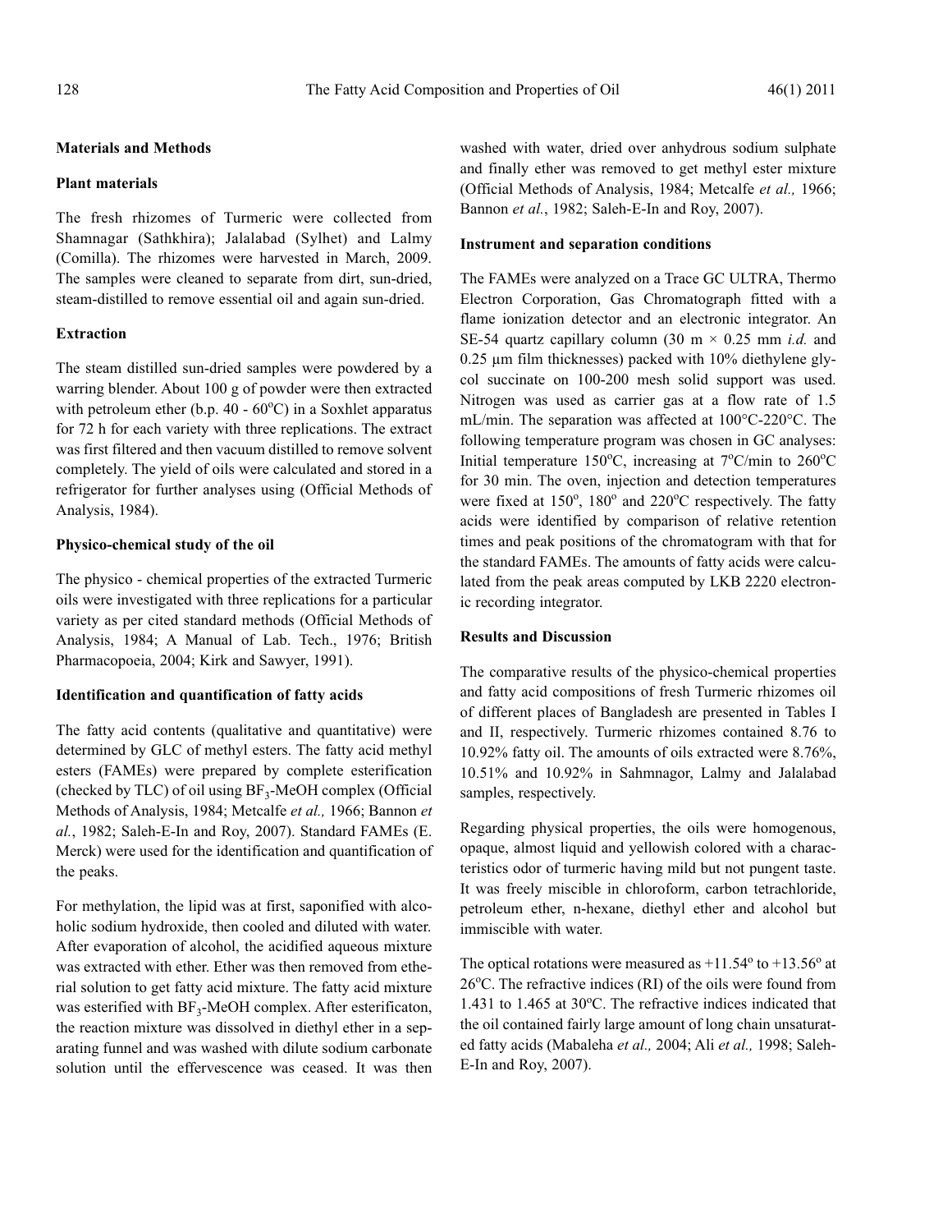## Materials and Methods

### Plant materials

The fresh rhizomes of Turmeric were collected from Shamnagar (Sathkhira); Jalalabad (Sylhet) and Lalmy (Comilla). The rhizomes were harvested in March, 2009. The samples were cleaned to separate from dirt, sun-dried, steam-distilled to remove essential oil and again sun-dried.

### Extraction

The steam distilled sun-dried samples were powdered by a warring blender. About 100 g of powder were then extracted with petroleum ether (b.p. 40 - 60$^o$C) in a Soxhlet apparatus for 72 h for each variety with three replications. The extract was first filtered and then vacuum distilled to remove solvent completely. The yield of oils were calculated and stored in a refrigerator for further analyses using (Official Methods of Analysis, 1984).

### Physico-chemical study of the oil

The physico - chemical properties of the extracted Turmeric oils were investigated with three replications for a particular variety as per cited standard methods (Official Methods of Analysis, 1984; A Manual of Lab. Tech., 1976; British Pharmacopoeia, 2004; Kirk and Sawyer, 1991).

### Identification and quantification of fatty acids

The fatty acid contents (qualitative and quantitative) were determined by GLC of methyl esters. The fatty acid methyl esters (FAMEs) were prepared by complete esterification (checked by TLC) of oil using $BF_3$-MeOH complex (Official Methods of Analysis, 1984; Metcalfe *et al.,* 1966; Bannon *et al.*, 1982; Saleh-E-In and Roy, 2007). Standard FAMEs (E. Merck) were used for the identification and quantification of the peaks.

For methylation, the lipid was at first, saponified with alcoholic sodium hydroxide, then cooled and diluted with water. After evaporation of alcohol, the acidified aqueous mixture was extracted with ether. Ether was then removed from etherial solution to get fatty acid mixture. The fatty acid mixture was esterified with $BF_3$-MeOH complex. After esterificaton, the reaction mixture was dissolved in diethyl ether in a separating funnel and was washed with dilute sodium carbonate solution until the effervescence was ceased. It was then washed with water, dried over anhydrous sodium sulphate and finally ether was removed to get methyl ester mixture (Official Methods of Analysis, 1984; Metcalfe *et al.,* 1966; Bannon *et al.*, 1982; Saleh-E-In and Roy, 2007).

### Instrument and separation conditions

The FAMEs were analyzed on a Trace GC ULTRA, Thermo Electron Corporation, Gas Chromatograph fitted with a flame ionization detector and an electronic integrator. An SE-54 quartz capillary column (30 m × 0.25 mm *i.d.* and 0.25 µm film thicknesses) packed with 10% diethylene glycol succinate on 100-200 mesh solid support was used. Nitrogen was used as carrier gas at a flow rate of 1.5 mL/min. The separation was affected at 100°C-220°C. The following temperature program was chosen in GC analyses: Initial temperature 150$^o$C, increasing at 7$^o$C/min to 260$^o$C for 30 min. The oven, injection and detection temperatures were fixed at 150$^o$, 180$^o$ and 220$^o$C respectively. The fatty acids were identified by comparison of relative retention times and peak positions of the chromatogram with that for the standard FAMEs. The amounts of fatty acids were calculated from the peak areas computed by LKB 2220 electronic recording integrator.

## Results and Discussion

The comparative results of the physico-chemical properties and fatty acid compositions of fresh Turmeric rhizomes oil of different places of Bangladesh are presented in Tables I and II, respectively. Turmeric rhizomes contained 8.76 to 10.92% fatty oil. The amounts of oils extracted were 8.76%, 10.51% and 10.92% in Sahmnagor, Lalmy and Jalalabad samples, respectively.

Regarding physical properties, the oils were homogenous, opaque, almost liquid and yellowish colored with a characteristics odor of turmeric having mild but not pungent taste. It was freely miscible in chloroform, carbon tetrachloride, petroleum ether, n-hexane, diethyl ether and alcohol but immiscible with water.

The optical rotations were measured as +11.54$^o$ to +13.56$^o$ at 26$^o$C. The refractive indices (RI) of the oils were found from 1.431 to 1.465 at 30$^o$C. The refractive indices indicated that the oil contained fairly large amount of long chain unsaturated fatty acids (Mabaleha *et al.,* 2004; Ali *et al.,* 1998; Saleh-E-In and Roy, 2007).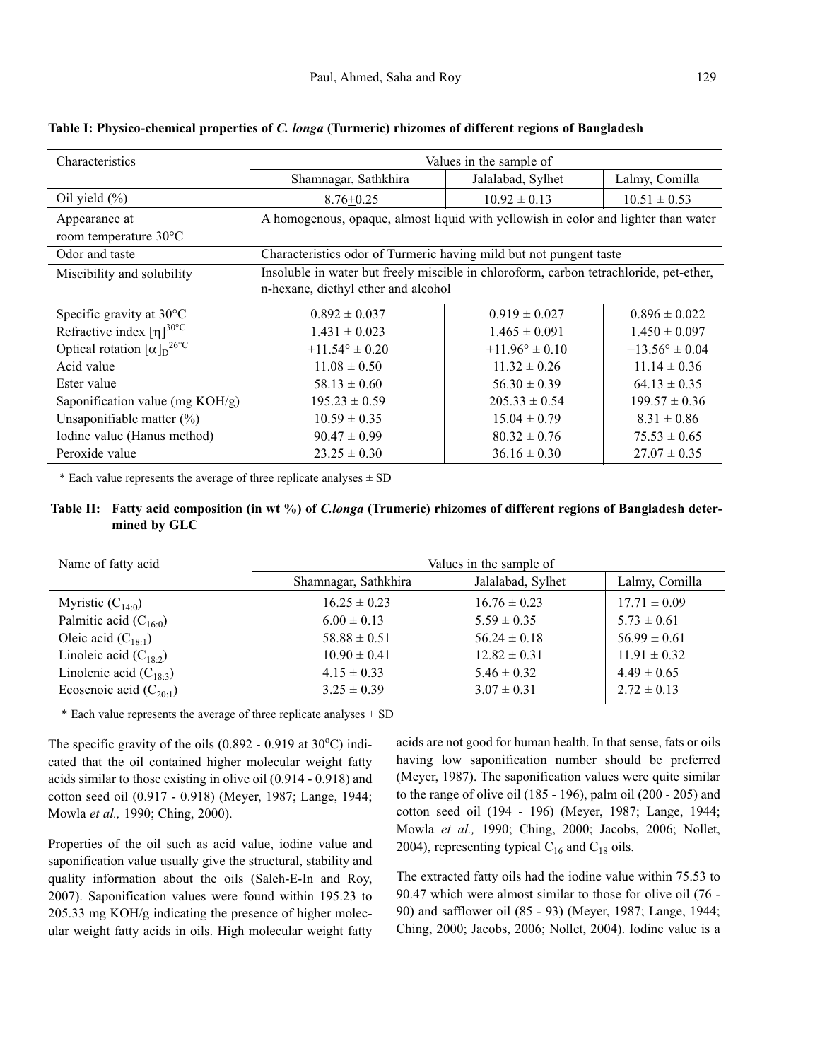**Table I: Physico-chemical properties of *C. longa* (Turmeric) rhizomes of different regions of Bangladesh**

| Characteristics | Values in the sample of | | |
|---|---|---|---|
| | Shamnagar, Sathkhira | Jalalabad, Sylhet | Lalmy, Comilla |
| Oil yield (%) | 8.76±0.25 | 10.92 ± 0.13 | 10.51 ± 0.53 |
| Appearance at room temperature 30°C | A homogenous, opaque, almost liquid with yellowish in color and lighter than water | | |
| Odor and taste | Characteristics odor of Turmeric having mild but not pungent taste | | |
| Miscibility and solubility | Insoluble in water but freely miscible in chloroform, carbon tetrachloride, pet-ether, n-hexane, diethyl ether and alcohol | | |
| Specific gravity at 30°C | 0.892 ± 0.037 | 0.919 ± 0.027 | 0.896 ± 0.022 |
| Refractive index $[\eta]^{30°C}$ | 1.431 ± 0.023 | 1.465 ± 0.091 | 1.450 ± 0.097 |
| Optical rotation $[\alpha]_D^{26°C}$ | +11.54° ± 0.20 | +11.96° ± 0.10 | +13.56° ± 0.04 |
| Acid value | 11.08 ± 0.50 | 11.32 ± 0.26 | 11.14 ± 0.36 |
| Ester value | 58.13 ± 0.60 | 56.30 ± 0.39 | 64.13 ± 0.35 |
| Saponification value (mg KOH/g) | 195.23 ± 0.59 | 205.33 ± 0.54 | 199.57 ± 0.36 |
| Unsaponifiable matter (%) | 10.59 ± 0.35 | 15.04 ± 0.79 | 8.31 ± 0.86 |
| Iodine value (Hanus method) | 90.47 ± 0.99 | 80.32 ± 0.76 | 75.53 ± 0.65 |
| Peroxide value | 23.25 ± 0.30 | 36.16 ± 0.30 | 27.07 ± 0.35 |

\* Each value represents the average of three replicate analyses ± SD

**Table II: Fatty acid composition (in wt %) of *C.longa* (Trumeric) rhizomes of different regions of Bangladesh determined by GLC**

| Name of fatty acid | Values in the sample of | | |
|---|---|---|---|
| | Shamnagar, Sathkhira | Jalalabad, Sylhet | Lalmy, Comilla |
| Myristic ($C_{14:0}$) | 16.25 ± 0.23 | 16.76 ± 0.23 | 17.71 ± 0.09 |
| Palmitic acid ($C_{16:0}$) | 6.00 ± 0.13 | 5.59 ± 0.35 | 5.73 ± 0.61 |
| Oleic acid ($C_{18:1}$) | 58.88 ± 0.51 | 56.24 ± 0.18 | 56.99 ± 0.61 |
| Linoleic acid ($C_{18:2}$) | 10.90 ± 0.41 | 12.82 ± 0.31 | 11.91 ± 0.32 |
| Linolenic acid ($C_{18:3}$) | 4.15 ± 0.33 | 5.46 ± 0.32 | 4.49 ± 0.65 |
| Ecosenoic acid ($C_{20:1}$) | 3.25 ± 0.39 | 3.07 ± 0.31 | 2.72 ± 0.13 |

\* Each value represents the average of three replicate analyses ± SD

The specific gravity of the oils (0.892 - 0.919 at 30°C) indicated that the oil contained higher molecular weight fatty acids similar to those existing in olive oil (0.914 - 0.918) and cotton seed oil (0.917 - 0.918) (Meyer, 1987; Lange, 1944; Mowla *et al.,* 1990; Ching, 2000).

Properties of the oil such as acid value, iodine value and saponification value usually give the structural, stability and quality information about the oils (Saleh-E-In and Roy, 2007). Saponification values were found within 195.23 to 205.33 mg KOH/g indicating the presence of higher molecular weight fatty acids in oils. High molecular weight fatty acids are not good for human health. In that sense, fats or oils having low saponification number should be preferred (Meyer, 1987). The saponification values were quite similar to the range of olive oil (185 - 196), palm oil (200 - 205) and cotton seed oil (194 - 196) (Meyer, 1987; Lange, 1944; Mowla *et al.,* 1990; Ching, 2000; Jacobs, 2006; Nollet, 2004), representing typical $C_{16}$ and $C_{18}$ oils.

The extracted fatty oils had the iodine value within 75.53 to 90.47 which were almost similar to those for olive oil (76 - 90) and safflower oil (85 - 93) (Meyer, 1987; Lange, 1944; Ching, 2000; Jacobs, 2006; Nollet, 2004). Iodine value is a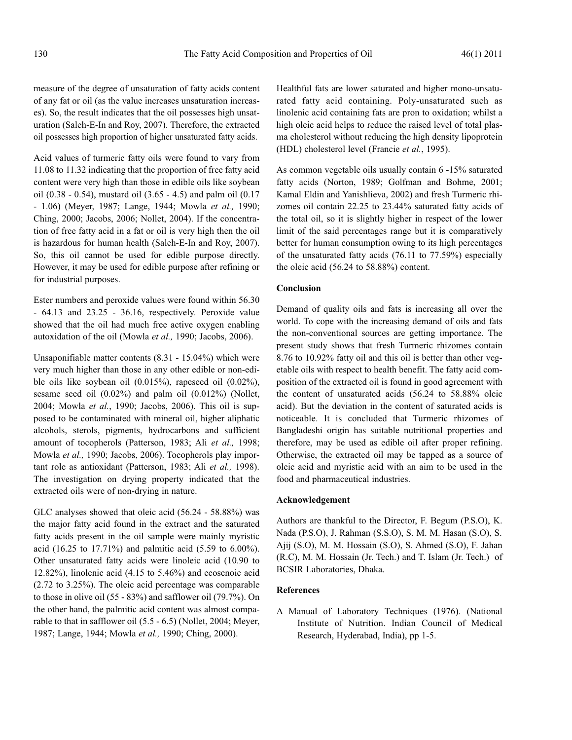measure of the degree of unsaturation of fatty acids content of any fat or oil (as the value increases unsaturation increases). So, the result indicates that the oil possesses high unsaturation (Saleh-E-In and Roy, 2007). Therefore, the extracted oil possesses high proportion of higher unsaturated fatty acids.

Acid values of turmeric fatty oils were found to vary from 11.08 to 11.32 indicating that the proportion of free fatty acid content were very high than those in edible oils like soybean oil (0.38 - 0.54), mustard oil (3.65 - 4.5) and palm oil (0.17 - 1.06) (Meyer, 1987; Lange, 1944; Mowla *et al.,* 1990; Ching, 2000; Jacobs, 2006; Nollet, 2004). If the concentration of free fatty acid in a fat or oil is very high then the oil is hazardous for human health (Saleh-E-In and Roy, 2007). So, this oil cannot be used for edible purpose directly. However, it may be used for edible purpose after refining or for industrial purposes.

Ester numbers and peroxide values were found within 56.30 - 64.13 and 23.25 - 36.16, respectively. Peroxide value showed that the oil had much free active oxygen enabling autoxidation of the oil (Mowla *et al.,* 1990; Jacobs, 2006).

Unsaponifiable matter contents (8.31 - 15.04%) which were very much higher than those in any other edible or non-edible oils like soybean oil (0.015%), rapeseed oil (0.02%), sesame seed oil (0.02%) and palm oil (0.012%) (Nollet, 2004; Mowla *et al.*, 1990; Jacobs, 2006). This oil is supposed to be contaminated with mineral oil, higher aliphatic alcohols, sterols, pigments, hydrocarbons and sufficient amount of tocopherols (Patterson, 1983; Ali *et al.,* 1998; Mowla *et al.,* 1990; Jacobs, 2006). Tocopherols play important role as antioxidant (Patterson, 1983; Ali *et al.,* 1998). The investigation on drying property indicated that the extracted oils were of non-drying in nature.

GLC analyses showed that oleic acid (56.24 - 58.88%) was the major fatty acid found in the extract and the saturated fatty acids present in the oil sample were mainly myristic acid (16.25 to 17.71%) and palmitic acid (5.59 to 6.00%). Other unsaturated fatty acids were linoleic acid (10.90 to 12.82%), linolenic acid (4.15 to 5.46%) and ecosenoic acid (2.72 to 3.25%). The oleic acid percentage was comparable to those in olive oil (55 - 83%) and safflower oil (79.7%). On the other hand, the palmitic acid content was almost comparable to that in safflower oil (5.5 - 6.5) (Nollet, 2004; Meyer, 1987; Lange, 1944; Mowla *et al.,* 1990; Ching, 2000).

Healthful fats are lower saturated and higher mono-unsaturated fatty acid containing. Poly-unsaturated such as linolenic acid containing fats are pron to oxidation; whilst a high oleic acid helps to reduce the raised level of total plasma cholesterol without reducing the high density lipoprotein (HDL) cholesterol level (Francie *et al.*, 1995).

As common vegetable oils usually contain 6 -15% saturated fatty acids (Norton, 1989; Golfman and Bohme, 2001; Kamal Eldin and Yanishlieva, 2002) and fresh Turmeric rhizomes oil contain 22.25 to 23.44% saturated fatty acids of the total oil, so it is slightly higher in respect of the lower limit of the said percentages range but it is comparatively better for human consumption owing to its high percentages of the unsaturated fatty acids (76.11 to 77.59%) especially the oleic acid (56.24 to 58.88%) content.

## Conclusion

Demand of quality oils and fats is increasing all over the world. To cope with the increasing demand of oils and fats the non-conventional sources are getting importance. The present study shows that fresh Turmeric rhizomes contain 8.76 to 10.92% fatty oil and this oil is better than other vegetable oils with respect to health benefit. The fatty acid composition of the extracted oil is found in good agreement with the content of unsaturated acids (56.24 to 58.88% oleic acid). But the deviation in the content of saturated acids is noticeable. It is concluded that Turmeric rhizomes of Bangladeshi origin has suitable nutritional properties and therefore, may be used as edible oil after proper refining. Otherwise, the extracted oil may be tapped as a source of oleic acid and myristic acid with an aim to be used in the food and pharmaceutical industries.

## Acknowledgement

Authors are thankful to the Director, F. Begum (P.S.O), K. Nada (P.S.O), J. Rahman (S.S.O), S. M. M. Hasan (S.O), S. Ajij (S.O), M. M. Hossain (S.O), S. Ahmed (S.O), F. Jahan (R.C), M. M. Hossain (Jr. Tech.) and T. Islam (Jr. Tech.) of BCSIR Laboratories, Dhaka.

## References

A Manual of Laboratory Techniques (1976). (National Institute of Nutrition. Indian Council of Medical Research, Hyderabad, India), pp 1-5.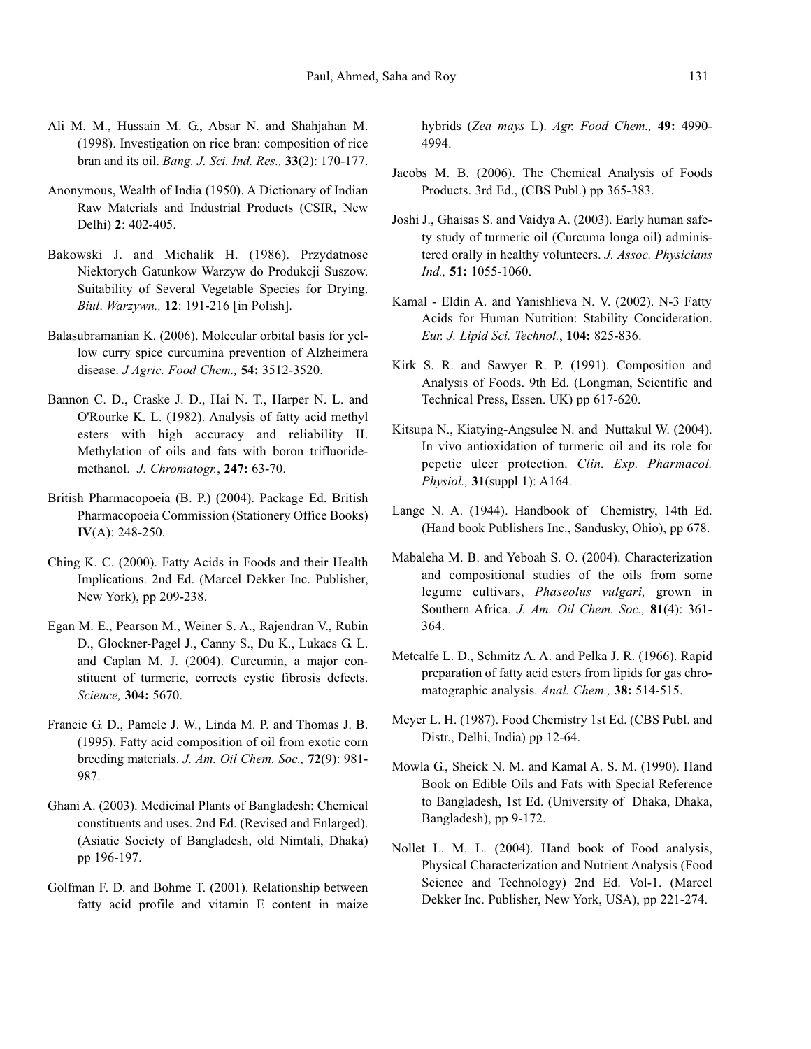Ali M. M., Hussain M. G., Absar N. and Shahjahan M. (1998). Investigation on rice bran: composition of rice bran and its oil. *Bang. J. Sci. Ind. Res.,* **33**(2): 170-177.

Anonymous, Wealth of India (1950). A Dictionary of Indian Raw Materials and Industrial Products (CSIR, New Delhi) **2**: 402-405.

Bakowski J. and Michalik H. (1986). Przydatnosc Niektorych Gatunkow Warzyw do Produkcji Suszow. Suitability of Several Vegetable Species for Drying. *Biul. Warzywn.,* **12**: 191-216 [in Polish].

Balasubramanian K. (2006). Molecular orbital basis for yellow curry spice curcumina prevention of Alzheimera disease. *J Agric. Food Chem.,* **54:** 3512-3520.

Bannon C. D., Craske J. D., Hai N. T., Harper N. L. and O'Rourke K. L. (1982). Analysis of fatty acid methyl esters with high accuracy and reliability II. Methylation of oils and fats with boron trifluoride-methanol. *J. Chromatogr.*, **247:** 63-70.

British Pharmacopoeia (B. P.) (2004). Package Ed. British Pharmacopoeia Commission (Stationery Office Books) **IV**(A): 248-250.

Ching K. C. (2000). Fatty Acids in Foods and their Health Implications. 2nd Ed. (Marcel Dekker Inc. Publisher, New York), pp 209-238.

Egan M. E., Pearson M., Weiner S. A., Rajendran V., Rubin D., Glockner-Pagel J., Canny S., Du K., Lukacs G. L. and Caplan M. J. (2004). Curcumin, a major constituent of turmeric, corrects cystic fibrosis defects. *Science,* **304:** 5670.

Francie G. D., Pamele J. W., Linda M. P. and Thomas J. B. (1995). Fatty acid composition of oil from exotic corn breeding materials. *J. Am. Oil Chem. Soc.,* **72**(9): 981-987.

Ghani A. (2003). Medicinal Plants of Bangladesh: Chemical constituents and uses. 2nd Ed. (Revised and Enlarged). (Asiatic Society of Bangladesh, old Nimtali, Dhaka) pp 196-197.

Golfman F. D. and Bohme T. (2001). Relationship between fatty acid profile and vitamin E content in maize hybrids (*Zea mays* L). *Agr. Food Chem.,* **49:** 4990-4994.

Jacobs M. B. (2006). The Chemical Analysis of Foods Products. 3rd Ed., (CBS Publ.) pp 365-383.

Joshi J., Ghaisas S. and Vaidya A. (2003). Early human safety study of turmeric oil (Curcuma longa oil) administered orally in healthy volunteers. *J. Assoc. Physicians Ind.,* **51:** 1055-1060.

Kamal - Eldin A. and Yanishlieva N. V. (2002). N-3 Fatty Acids for Human Nutrition: Stability Concideration. *Eur. J. Lipid Sci. Technol.*, **104:** 825-836.

Kirk S. R. and Sawyer R. P. (1991). Composition and Analysis of Foods. 9th Ed. (Longman, Scientific and Technical Press, Essen. UK) pp 617-620.

Kitsupa N., Kiatying-Angsulee N. and Nuttakul W. (2004). In vivo antioxidation of turmeric oil and its role for pepetic ulcer protection. *Clin. Exp. Pharmacol. Physiol.,* **31**(suppl 1): A164.

Lange N. A. (1944). Handbook of Chemistry, 14th Ed. (Hand book Publishers Inc., Sandusky, Ohio), pp 678.

Mabaleha M. B. and Yeboah S. O. (2004). Characterization and compositional studies of the oils from some legume cultivars, *Phaseolus vulgari,* grown in Southern Africa. *J. Am. Oil Chem. Soc.,* **81**(4): 361-364.

Metcalfe L. D., Schmitz A. A. and Pelka J. R. (1966). Rapid preparation of fatty acid esters from lipids for gas chromatographic analysis. *Anal. Chem.,* **38:** 514-515.

Meyer L. H. (1987). Food Chemistry 1st Ed. (CBS Publ. and Distr., Delhi, India) pp 12-64.

Mowla G., Sheick N. M. and Kamal A. S. M. (1990). Hand Book on Edible Oils and Fats with Special Reference to Bangladesh, 1st Ed. (University of Dhaka, Dhaka, Bangladesh), pp 9-172.

Nollet L. M. L. (2004). Hand book of Food analysis, Physical Characterization and Nutrient Analysis (Food Science and Technology) 2nd Ed. Vol-1. (Marcel Dekker Inc. Publisher, New York, USA), pp 221-274.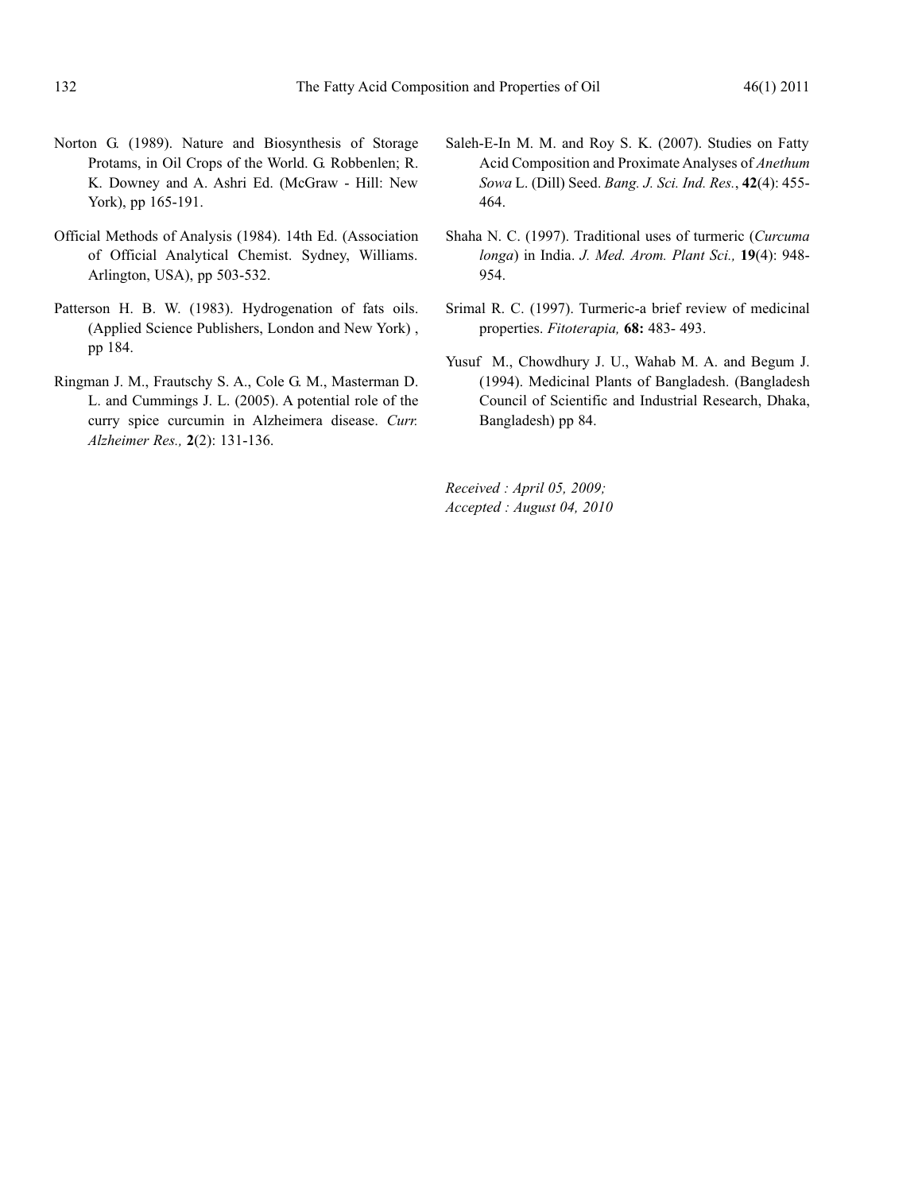Norton G. (1989). Nature and Biosynthesis of Storage Protams, in Oil Crops of the World. G. Robbenlen; R. K. Downey and A. Ashri Ed. (McGraw - Hill: New York), pp 165-191.

Official Methods of Analysis (1984). 14th Ed. (Association of Official Analytical Chemist. Sydney, Williams. Arlington, USA), pp 503-532.

Patterson H. B. W. (1983). Hydrogenation of fats oils. (Applied Science Publishers, London and New York) , pp 184.

Ringman J. M., Frautschy S. A., Cole G. M., Masterman D. L. and Cummings J. L. (2005). A potential role of the curry spice curcumin in Alzheimera disease. *Curr. Alzheimer Res.,* **2**(2): 131-136.

Saleh-E-In M. M. and Roy S. K. (2007). Studies on Fatty Acid Composition and Proximate Analyses of *Anethum Sowa* L. (Dill) Seed. *Bang. J. Sci. Ind. Res.*, **42**(4): 455-464.

Shaha N. C. (1997). Traditional uses of turmeric (*Curcuma longa*) in India. *J. Med. Arom. Plant Sci.,* **19**(4): 948-954.

Srimal R. C. (1997). Turmeric-a brief review of medicinal properties. *Fitoterapia,* **68:** 483- 493.

Yusuf M., Chowdhury J. U., Wahab M. A. and Begum J. (1994). Medicinal Plants of Bangladesh. (Bangladesh Council of Scientific and Industrial Research, Dhaka, Bangladesh) pp 84.

*Received : April 05, 2009;*
*Accepted : August 04, 2010*